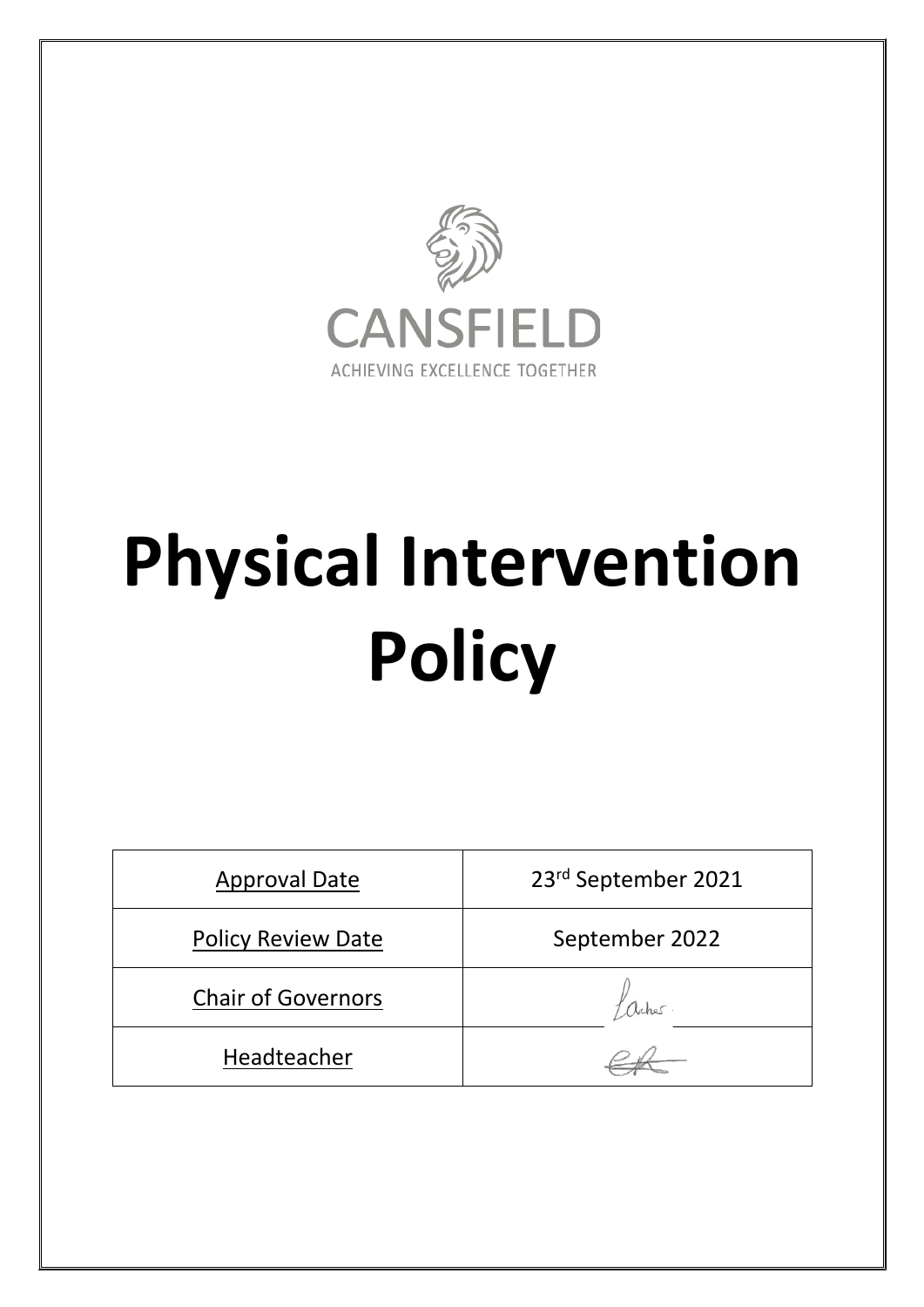CANSFIELD

ACHIEVING EXCELLENCE TOGETHER

# Physical Intervention Policy

| Approval Date | 23rd September 2021 |
|---|---|
| Policy Review Date | September 2022 |
| Chair of Governors | |
| Headteacher | |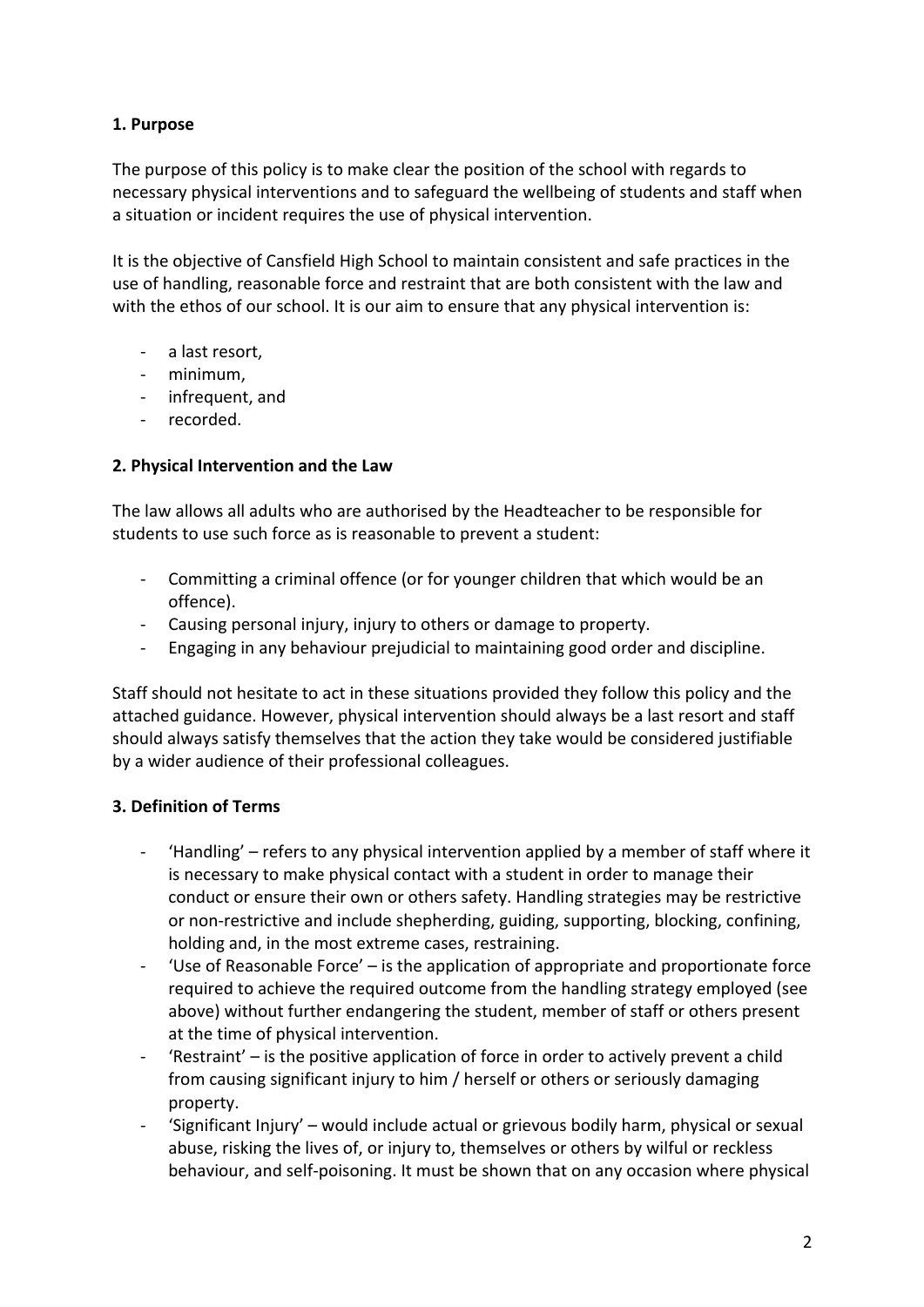**1. Purpose**

The purpose of this policy is to make clear the position of the school with regards to necessary physical interventions and to safeguard the wellbeing of students and staff when a situation or incident requires the use of physical intervention.

It is the objective of Cansfield High School to maintain consistent and safe practices in the use of handling, reasonable force and restraint that are both consistent with the law and with the ethos of our school. It is our aim to ensure that any physical intervention is:

- a last resort,
- minimum,
- infrequent, and
- recorded.

**2. Physical Intervention and the Law**

The law allows all adults who are authorised by the Headteacher to be responsible for students to use such force as is reasonable to prevent a student:

- Committing a criminal offence (or for younger children that which would be an offence).
- Causing personal injury, injury to others or damage to property.
- Engaging in any behaviour prejudicial to maintaining good order and discipline.

Staff should not hesitate to act in these situations provided they follow this policy and the attached guidance. However, physical intervention should always be a last resort and staff should always satisfy themselves that the action they take would be considered justifiable by a wider audience of their professional colleagues.

**3. Definition of Terms**

- 'Handling' – refers to any physical intervention applied by a member of staff where it is necessary to make physical contact with a student in order to manage their conduct or ensure their own or others safety. Handling strategies may be restrictive or non-restrictive and include shepherding, guiding, supporting, blocking, confining, holding and, in the most extreme cases, restraining.
- 'Use of Reasonable Force' – is the application of appropriate and proportionate force required to achieve the required outcome from the handling strategy employed (see above) without further endangering the student, member of staff or others present at the time of physical intervention.
- 'Restraint' – is the positive application of force in order to actively prevent a child from causing significant injury to him / herself or others or seriously damaging property.
- 'Significant Injury' – would include actual or grievous bodily harm, physical or sexual abuse, risking the lives of, or injury to, themselves or others by wilful or reckless behaviour, and self-poisoning. It must be shown that on any occasion where physical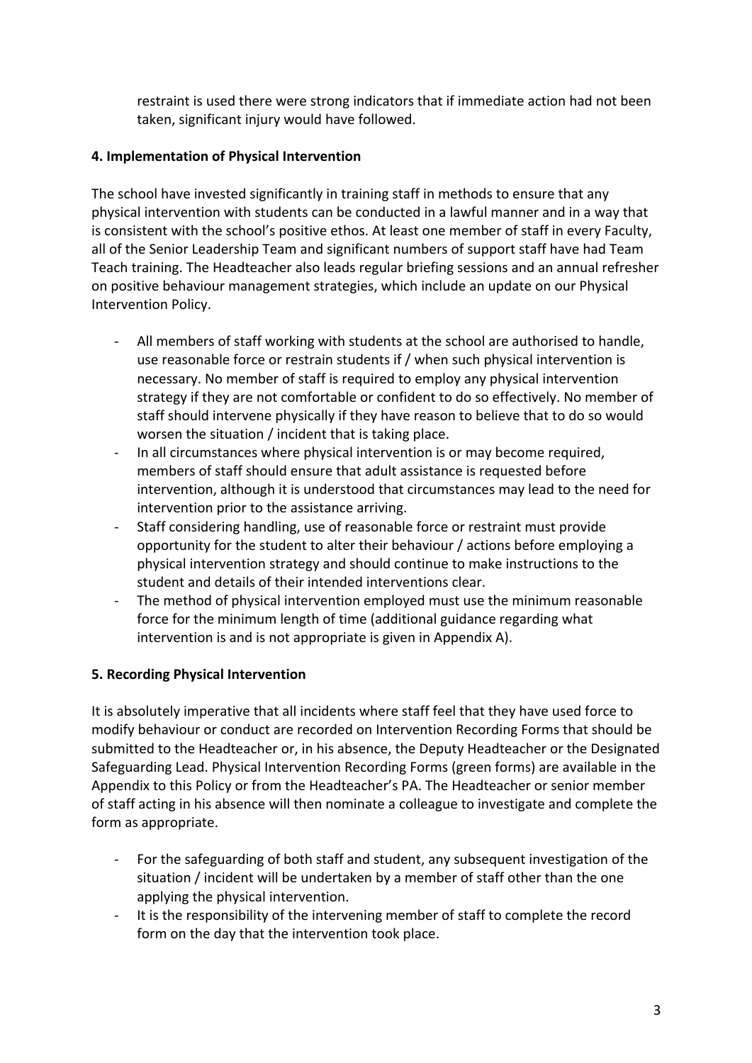restraint is used there were strong indicators that if immediate action had not been taken, significant injury would have followed.

**4. Implementation of Physical Intervention**

The school have invested significantly in training staff in methods to ensure that any physical intervention with students can be conducted in a lawful manner and in a way that is consistent with the school's positive ethos. At least one member of staff in every Faculty, all of the Senior Leadership Team and significant numbers of support staff have had Team Teach training. The Headteacher also leads regular briefing sessions and an annual refresher on positive behaviour management strategies, which include an update on our Physical Intervention Policy.

- All members of staff working with students at the school are authorised to handle, use reasonable force or restrain students if / when such physical intervention is necessary. No member of staff is required to employ any physical intervention strategy if they are not comfortable or confident to do so effectively. No member of staff should intervene physically if they have reason to believe that to do so would worsen the situation / incident that is taking place.
- In all circumstances where physical intervention is or may become required, members of staff should ensure that adult assistance is requested before intervention, although it is understood that circumstances may lead to the need for intervention prior to the assistance arriving.
- Staff considering handling, use of reasonable force or restraint must provide opportunity for the student to alter their behaviour / actions before employing a physical intervention strategy and should continue to make instructions to the student and details of their intended interventions clear.
- The method of physical intervention employed must use the minimum reasonable force for the minimum length of time (additional guidance regarding what intervention is and is not appropriate is given in Appendix A).

**5. Recording Physical Intervention**

It is absolutely imperative that all incidents where staff feel that they have used force to modify behaviour or conduct are recorded on Intervention Recording Forms that should be submitted to the Headteacher or, in his absence, the Deputy Headteacher or the Designated Safeguarding Lead. Physical Intervention Recording Forms (green forms) are available in the Appendix to this Policy or from the Headteacher's PA. The Headteacher or senior member of staff acting in his absence will then nominate a colleague to investigate and complete the form as appropriate.

- For the safeguarding of both staff and student, any subsequent investigation of the situation / incident will be undertaken by a member of staff other than the one applying the physical intervention.
- It is the responsibility of the intervening member of staff to complete the record form on the day that the intervention took place.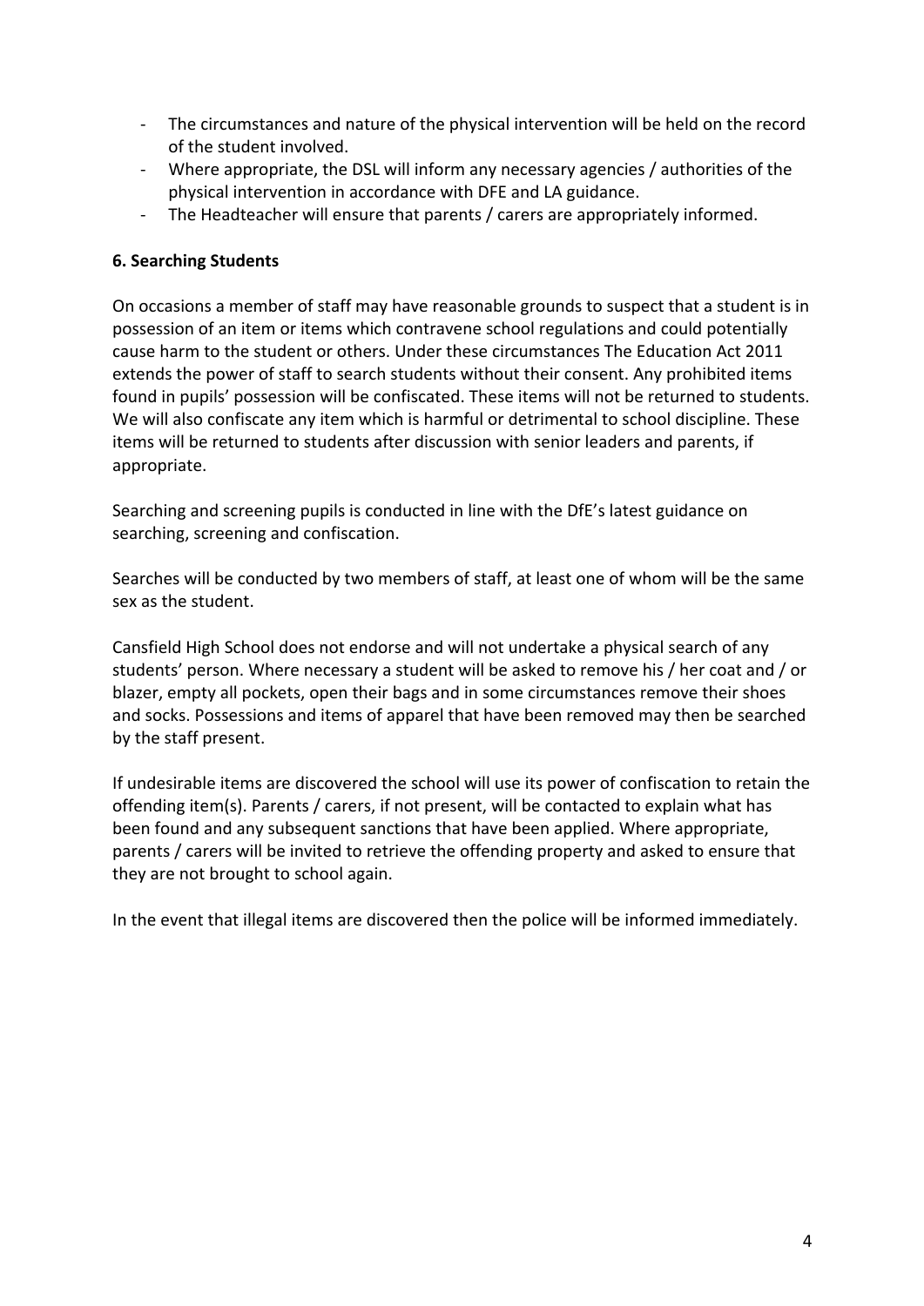- The circumstances and nature of the physical intervention will be held on the record of the student involved.
- Where appropriate, the DSL will inform any necessary agencies / authorities of the physical intervention in accordance with DFE and LA guidance.
- The Headteacher will ensure that parents / carers are appropriately informed.

**6. Searching Students**

On occasions a member of staff may have reasonable grounds to suspect that a student is in possession of an item or items which contravene school regulations and could potentially cause harm to the student or others. Under these circumstances The Education Act 2011 extends the power of staff to search students without their consent. Any prohibited items found in pupils' possession will be confiscated. These items will not be returned to students. We will also confiscate any item which is harmful or detrimental to school discipline. These items will be returned to students after discussion with senior leaders and parents, if appropriate.

Searching and screening pupils is conducted in line with the DfE's latest guidance on searching, screening and confiscation.

Searches will be conducted by two members of staff, at least one of whom will be the same sex as the student.

Cansfield High School does not endorse and will not undertake a physical search of any students' person. Where necessary a student will be asked to remove his / her coat and / or blazer, empty all pockets, open their bags and in some circumstances remove their shoes and socks. Possessions and items of apparel that have been removed may then be searched by the staff present.

If undesirable items are discovered the school will use its power of confiscation to retain the offending item(s). Parents / carers, if not present, will be contacted to explain what has been found and any subsequent sanctions that have been applied. Where appropriate, parents / carers will be invited to retrieve the offending property and asked to ensure that they are not brought to school again.

In the event that illegal items are discovered then the police will be informed immediately.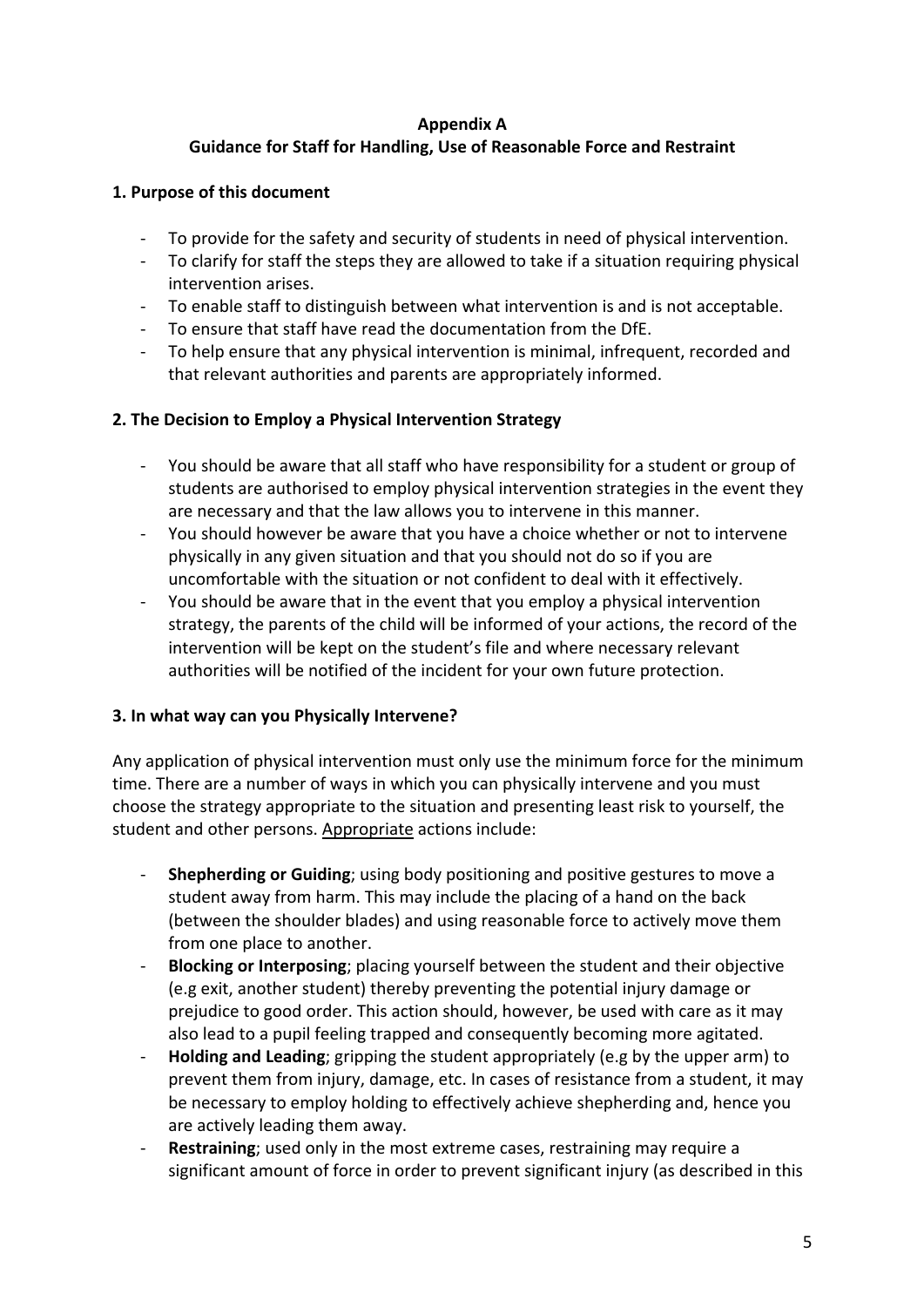**Appendix A**

**Guidance for Staff for Handling, Use of Reasonable Force and Restraint**

**1. Purpose of this document**

- To provide for the safety and security of students in need of physical intervention.
- To clarify for staff the steps they are allowed to take if a situation requiring physical intervention arises.
- To enable staff to distinguish between what intervention is and is not acceptable.
- To ensure that staff have read the documentation from the DfE.
- To help ensure that any physical intervention is minimal, infrequent, recorded and that relevant authorities and parents are appropriately informed.

**2. The Decision to Employ a Physical Intervention Strategy**

- You should be aware that all staff who have responsibility for a student or group of students are authorised to employ physical intervention strategies in the event they are necessary and that the law allows you to intervene in this manner.
- You should however be aware that you have a choice whether or not to intervene physically in any given situation and that you should not do so if you are uncomfortable with the situation or not confident to deal with it effectively.
- You should be aware that in the event that you employ a physical intervention strategy, the parents of the child will be informed of your actions, the record of the intervention will be kept on the student's file and where necessary relevant authorities will be notified of the incident for your own future protection.

**3. In what way can you Physically Intervene?**

Any application of physical intervention must only use the minimum force for the minimum time. There are a number of ways in which you can physically intervene and you must choose the strategy appropriate to the situation and presenting least risk to yourself, the student and other persons. Appropriate actions include:

- **Shepherding or Guiding**; using body positioning and positive gestures to move a student away from harm. This may include the placing of a hand on the back (between the shoulder blades) and using reasonable force to actively move them from one place to another.
- **Blocking or Interposing**; placing yourself between the student and their objective (e.g exit, another student) thereby preventing the potential injury damage or prejudice to good order. This action should, however, be used with care as it may also lead to a pupil feeling trapped and consequently becoming more agitated.
- **Holding and Leading**; gripping the student appropriately (e.g by the upper arm) to prevent them from injury, damage, etc. In cases of resistance from a student, it may be necessary to employ holding to effectively achieve shepherding and, hence you are actively leading them away.
- **Restraining**; used only in the most extreme cases, restraining may require a significant amount of force in order to prevent significant injury (as described in this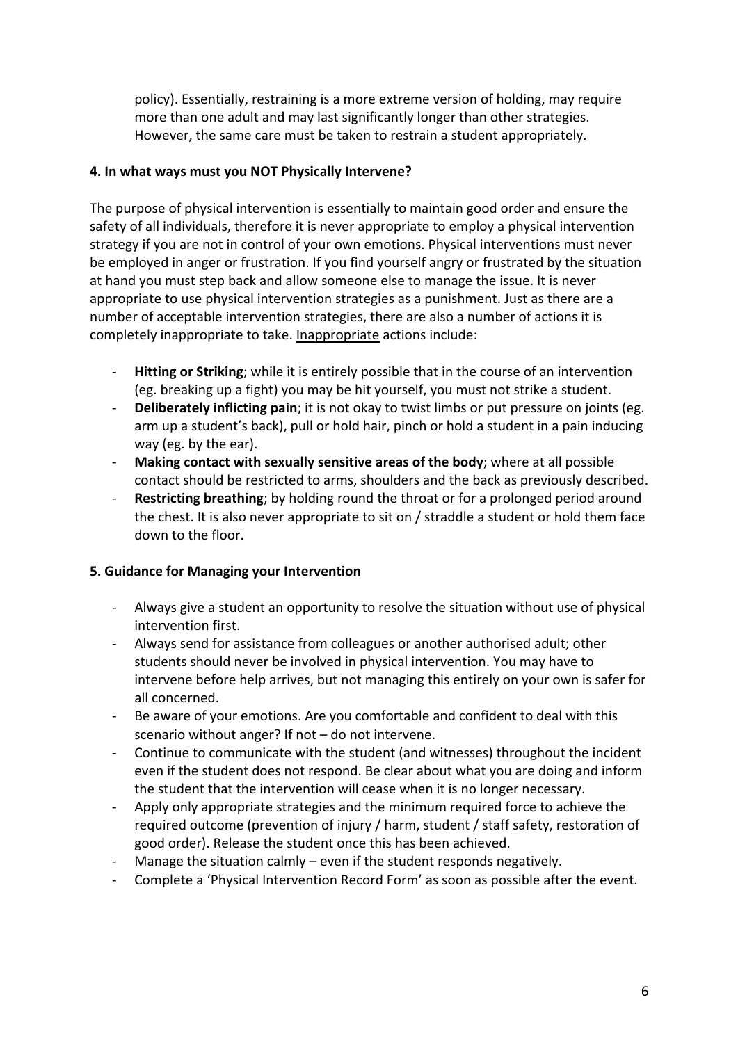policy). Essentially, restraining is a more extreme version of holding, may require more than one adult and may last significantly longer than other strategies. However, the same care must be taken to restrain a student appropriately.

**4. In what ways must you NOT Physically Intervene?**

The purpose of physical intervention is essentially to maintain good order and ensure the safety of all individuals, therefore it is never appropriate to employ a physical intervention strategy if you are not in control of your own emotions. Physical interventions must never be employed in anger or frustration. If you find yourself angry or frustrated by the situation at hand you must step back and allow someone else to manage the issue. It is never appropriate to use physical intervention strategies as a punishment. Just as there are a number of acceptable intervention strategies, there are also a number of actions it is completely inappropriate to take. <u>Inappropriate</u> actions include:

- **Hitting or Striking**; while it is entirely possible that in the course of an intervention (eg. breaking up a fight) you may be hit yourself, you must not strike a student.
- **Deliberately inflicting pain**; it is not okay to twist limbs or put pressure on joints (eg. arm up a student's back), pull or hold hair, pinch or hold a student in a pain inducing way (eg. by the ear).
- **Making contact with sexually sensitive areas of the body**; where at all possible contact should be restricted to arms, shoulders and the back as previously described.
- **Restricting breathing**; by holding round the throat or for a prolonged period around the chest. It is also never appropriate to sit on / straddle a student or hold them face down to the floor.

**5. Guidance for Managing your Intervention**

- Always give a student an opportunity to resolve the situation without use of physical intervention first.
- Always send for assistance from colleagues or another authorised adult; other students should never be involved in physical intervention. You may have to intervene before help arrives, but not managing this entirely on your own is safer for all concerned.
- Be aware of your emotions. Are you comfortable and confident to deal with this scenario without anger? If not – do not intervene.
- Continue to communicate with the student (and witnesses) throughout the incident even if the student does not respond. Be clear about what you are doing and inform the student that the intervention will cease when it is no longer necessary.
- Apply only appropriate strategies and the minimum required force to achieve the required outcome (prevention of injury / harm, student / staff safety, restoration of good order). Release the student once this has been achieved.
- Manage the situation calmly – even if the student responds negatively.
- Complete a 'Physical Intervention Record Form' as soon as possible after the event.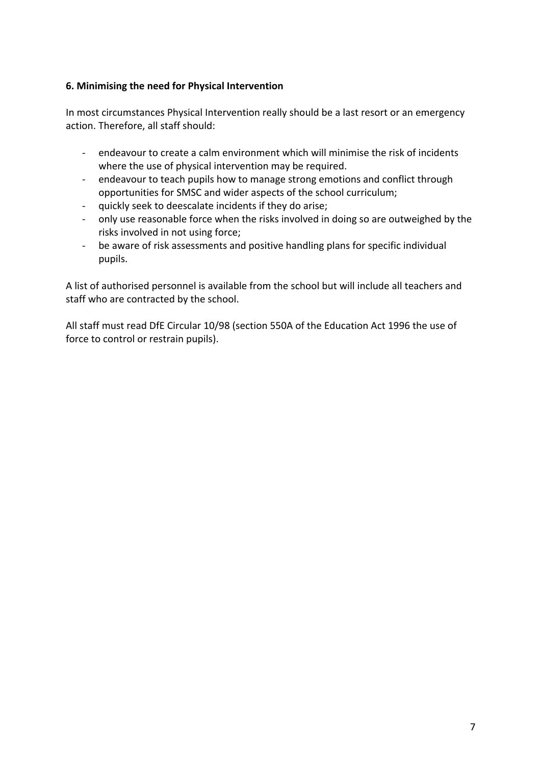**6. Minimising the need for Physical Intervention**

In most circumstances Physical Intervention really should be a last resort or an emergency action. Therefore, all staff should:

- endeavour to create a calm environment which will minimise the risk of incidents where the use of physical intervention may be required.
- endeavour to teach pupils how to manage strong emotions and conflict through opportunities for SMSC and wider aspects of the school curriculum;
- quickly seek to deescalate incidents if they do arise;
- only use reasonable force when the risks involved in doing so are outweighed by the risks involved in not using force;
- be aware of risk assessments and positive handling plans for specific individual pupils.

A list of authorised personnel is available from the school but will include all teachers and staff who are contracted by the school.

All staff must read DfE Circular 10/98 (section 550A of the Education Act 1996 the use of force to control or restrain pupils).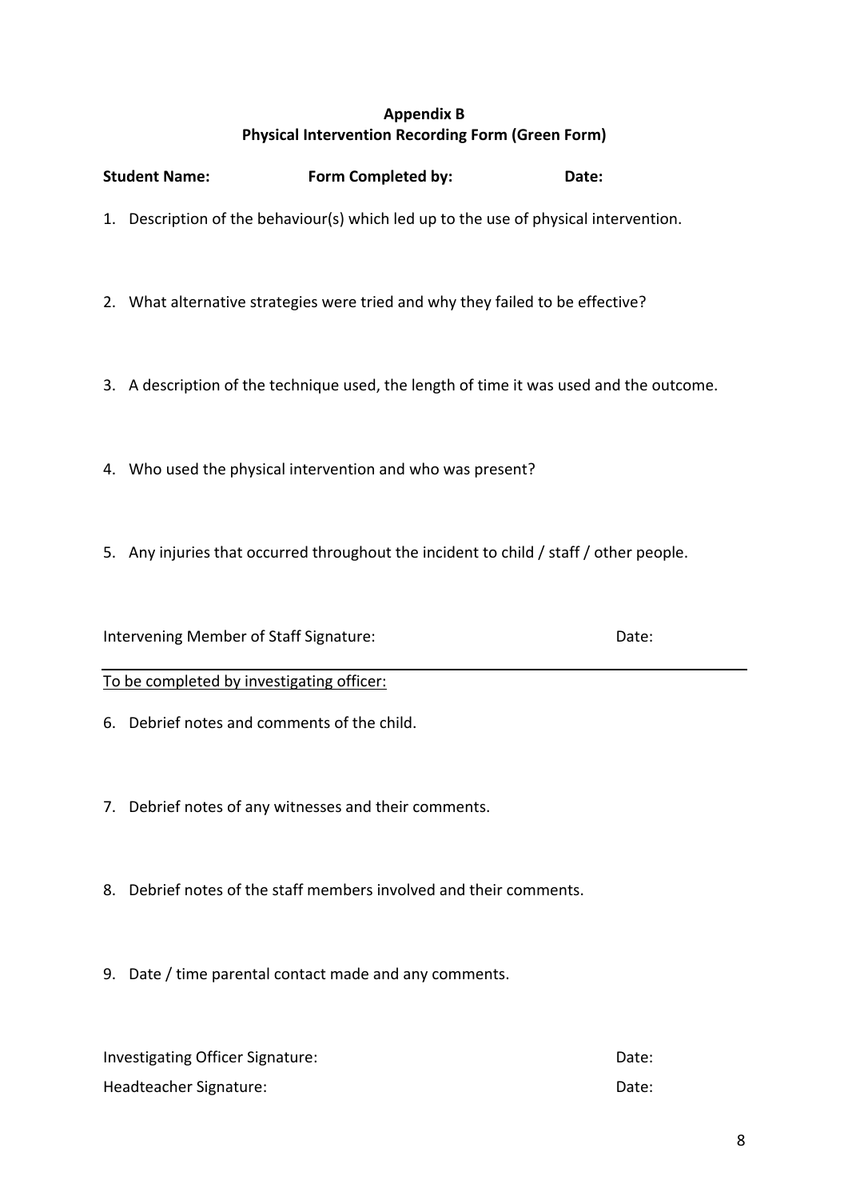**Appendix B**
**Physical Intervention Recording Form (Green Form)**

**Student Name:** **Form Completed by:** **Date:**

1. Description of the behaviour(s) which led up to the use of physical intervention.

2. What alternative strategies were tried and why they failed to be effective?

3. A description of the technique used, the length of time it was used and the outcome.

4. Who used the physical intervention and who was present?

5. Any injuries that occurred throughout the incident to child / staff / other people.

Intervening Member of Staff Signature: Date:

---

To be completed by investigating officer:

6. Debrief notes and comments of the child.

7. Debrief notes of any witnesses and their comments.

8. Debrief notes of the staff members involved and their comments.

9. Date / time parental contact made and any comments.

Investigating Officer Signature: Date:

Headteacher Signature: Date: